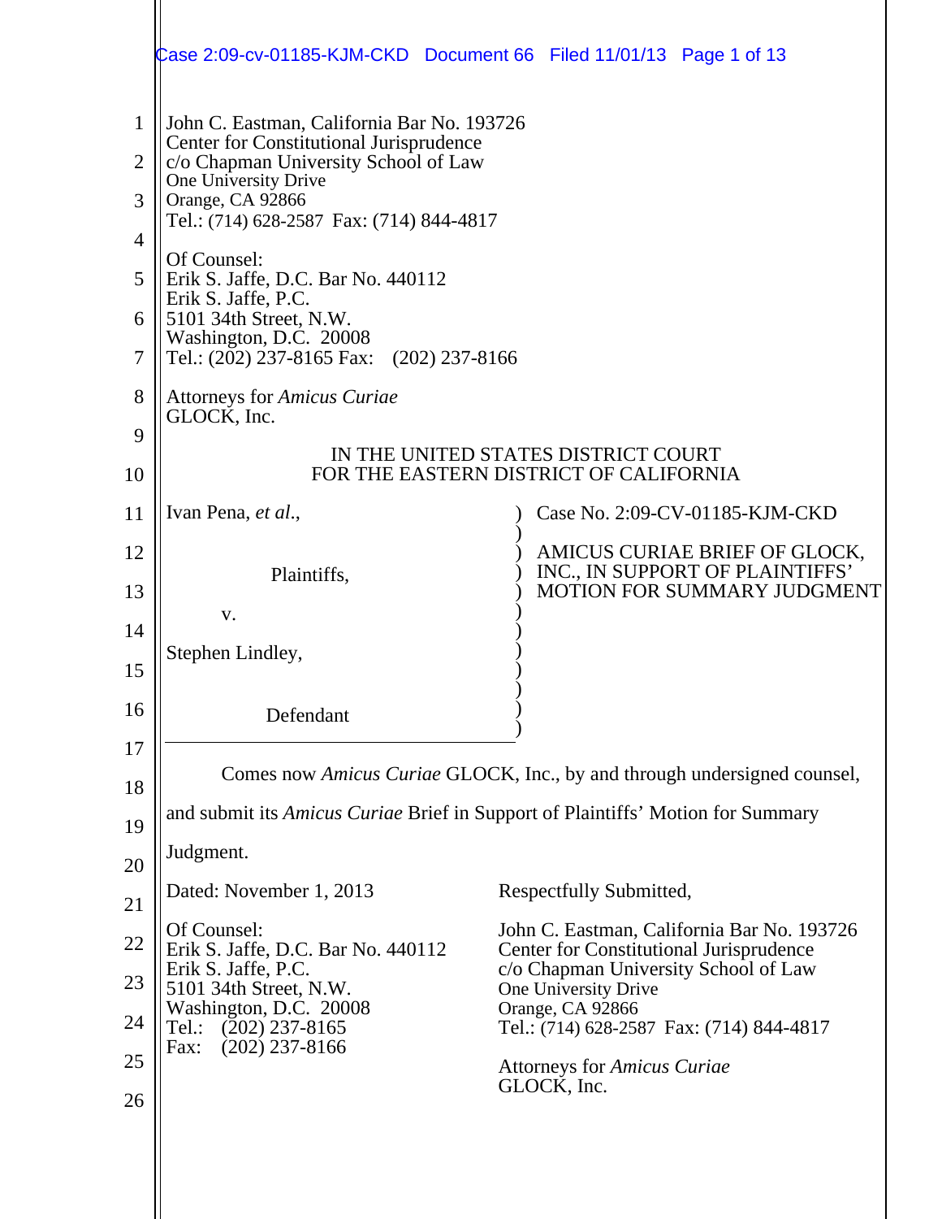John C. Eastman, California Bar No. 193726
Center for Constitutional Jurisprudence
c/o Chapman University School of Law
One University Drive
Orange, CA 92866
Tel.: (714) 628-2587 Fax: (714) 844-4817

Of Counsel:
Erik S. Jaffe, D.C. Bar No. 440112
Erik S. Jaffe, P.C.
5101 34th Street, N.W.
Washington, D.C. 20008
Tel.: (202) 237-8165 Fax: (202) 237-8166

Attorneys for *Amicus Curiae*
GLOCK, Inc.

IN THE UNITED STATES DISTRICT COURT
FOR THE EASTERN DISTRICT OF CALIFORNIA

| | |
|---|---|
| Ivan Pena, *et al.*,<br><br>Plaintiffs,<br><br>v.<br><br>Stephen Lindley,<br><br>Defendant | Case No. 2:09-CV-01185-KJM-CKD<br><br>AMICUS CURIAE BRIEF OF GLOCK, INC., IN SUPPORT OF PLAINTIFFS' MOTION FOR SUMMARY JUDGMENT |

Comes now *Amicus Curiae* GLOCK, Inc., by and through undersigned counsel, and submit its *Amicus Curiae* Brief in Support of Plaintiffs' Motion for Summary Judgment.

Dated: November 1, 2013

Respectfully Submitted,

Of Counsel:
Erik S. Jaffe, D.C. Bar No. 440112
Erik S. Jaffe, P.C.
5101 34th Street, N.W.
Washington, D.C. 20008
Tel.: (202) 237-8165
Fax: (202) 237-8166

John C. Eastman, California Bar No. 193726
Center for Constitutional Jurisprudence
c/o Chapman University School of Law
One University Drive
Orange, CA 92866
Tel.: (714) 628-2587 Fax: (714) 844-4817

Attorneys for *Amicus Curiae*
GLOCK, Inc.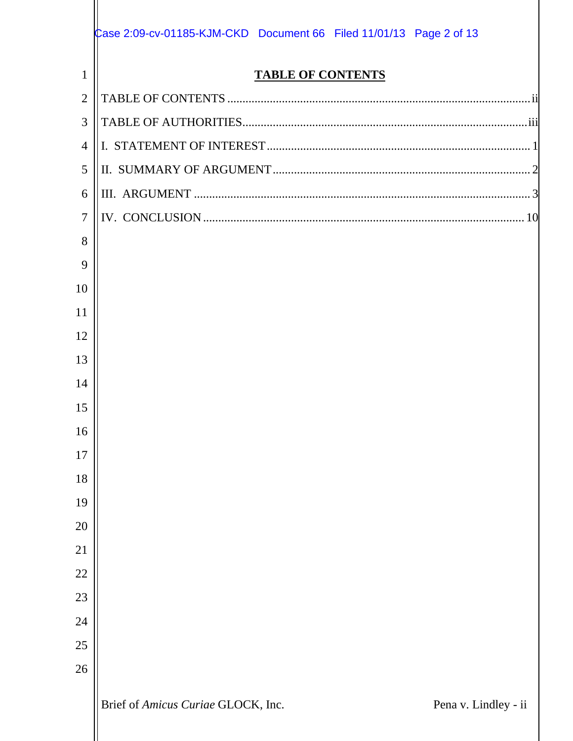# TABLE OF CONTENTS

TABLE OF CONTENTS .................................................................................................... ii

TABLE OF AUTHORITIES.............................................................................................. iii

I. STATEMENT OF INTEREST ....................................................................................... 1

II. SUMMARY OF ARGUMENT ..................................................................................... 2

III. ARGUMENT ............................................................................................................... 3

IV. CONCLUSION .......................................................................................................... 10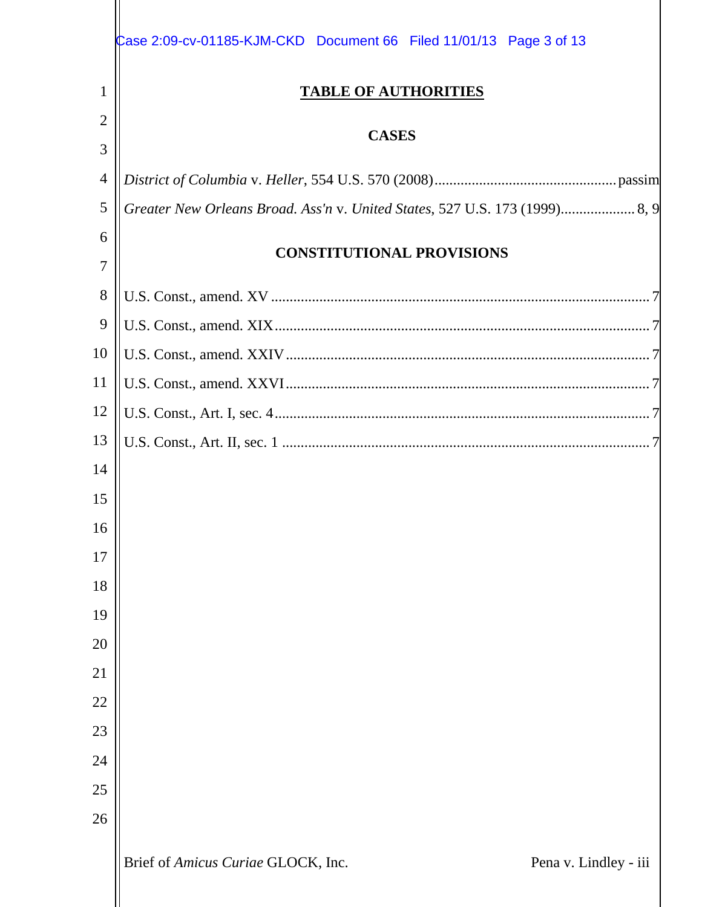# TABLE OF AUTHORITIES

## CASES

*District of Columbia* v. *Heller*, 554 U.S. 570 (2008) ................................................ passim

*Greater New Orleans Broad. Ass'n* v. *United States*, 527 U.S. 173 (1999) .................... 8, 9

## CONSTITUTIONAL PROVISIONS

U.S. Const., amend. XV ..................................................................................................... 7

U.S. Const., amend. XIX .................................................................................................... 7

U.S. Const., amend. XXIV ................................................................................................. 7

U.S. Const., amend. XXVI ................................................................................................. 7

U.S. Const., Art. I, sec. 4 .................................................................................................... 7

U.S. Const., Art. II, sec. 1 .................................................................................................. 7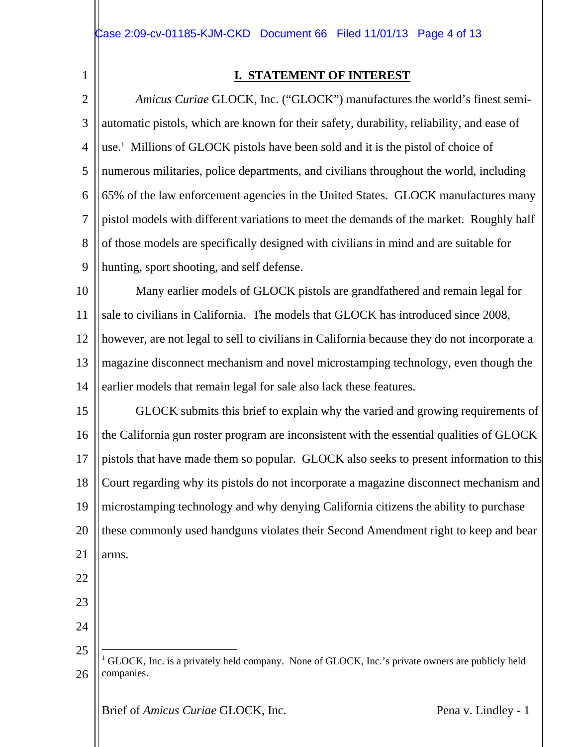## I. STATEMENT OF INTEREST

*Amicus Curiae* GLOCK, Inc. ("GLOCK") manufactures the world's finest semi-automatic pistols, which are known for their safety, durability, reliability, and ease of use.[1] Millions of GLOCK pistols have been sold and it is the pistol of choice of numerous militaries, police departments, and civilians throughout the world, including 65% of the law enforcement agencies in the United States. GLOCK manufactures many pistol models with different variations to meet the demands of the market. Roughly half of those models are specifically designed with civilians in mind and are suitable for hunting, sport shooting, and self defense.

Many earlier models of GLOCK pistols are grandfathered and remain legal for sale to civilians in California. The models that GLOCK has introduced since 2008, however, are not legal to sell to civilians in California because they do not incorporate a magazine disconnect mechanism and novel microstamping technology, even though the earlier models that remain legal for sale also lack these features.

GLOCK submits this brief to explain why the varied and growing requirements of the California gun roster program are inconsistent with the essential qualities of GLOCK pistols that have made them so popular. GLOCK also seeks to present information to this Court regarding why its pistols do not incorporate a magazine disconnect mechanism and microstamping technology and why denying California citizens the ability to purchase these commonly used handguns violates their Second Amendment right to keep and bear arms.

---

[1] GLOCK, Inc. is a privately held company. None of GLOCK, Inc.'s private owners are publicly held companies.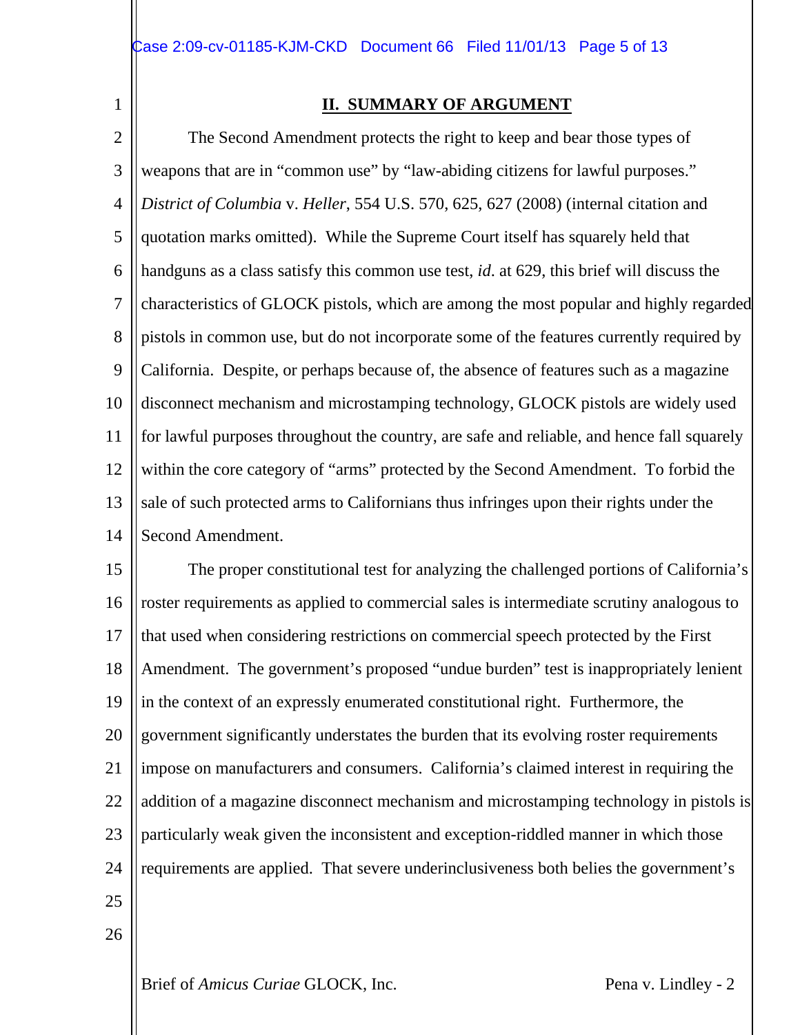## II. SUMMARY OF ARGUMENT

The Second Amendment protects the right to keep and bear those types of weapons that are in "common use" by "law-abiding citizens for lawful purposes." *District of Columbia* v. *Heller*, 554 U.S. 570, 625, 627 (2008) (internal citation and quotation marks omitted). While the Supreme Court itself has squarely held that handguns as a class satisfy this common use test, *id*. at 629, this brief will discuss the characteristics of GLOCK pistols, which are among the most popular and highly regarded pistols in common use, but do not incorporate some of the features currently required by California. Despite, or perhaps because of, the absence of features such as a magazine disconnect mechanism and microstamping technology, GLOCK pistols are widely used for lawful purposes throughout the country, are safe and reliable, and hence fall squarely within the core category of "arms" protected by the Second Amendment. To forbid the sale of such protected arms to Californians thus infringes upon their rights under the Second Amendment.

The proper constitutional test for analyzing the challenged portions of California's roster requirements as applied to commercial sales is intermediate scrutiny analogous to that used when considering restrictions on commercial speech protected by the First Amendment. The government's proposed "undue burden" test is inappropriately lenient in the context of an expressly enumerated constitutional right. Furthermore, the government significantly understates the burden that its evolving roster requirements impose on manufacturers and consumers. California's claimed interest in requiring the addition of a magazine disconnect mechanism and microstamping technology in pistols is particularly weak given the inconsistent and exception-riddled manner in which those requirements are applied. That severe underinclusiveness both belies the government's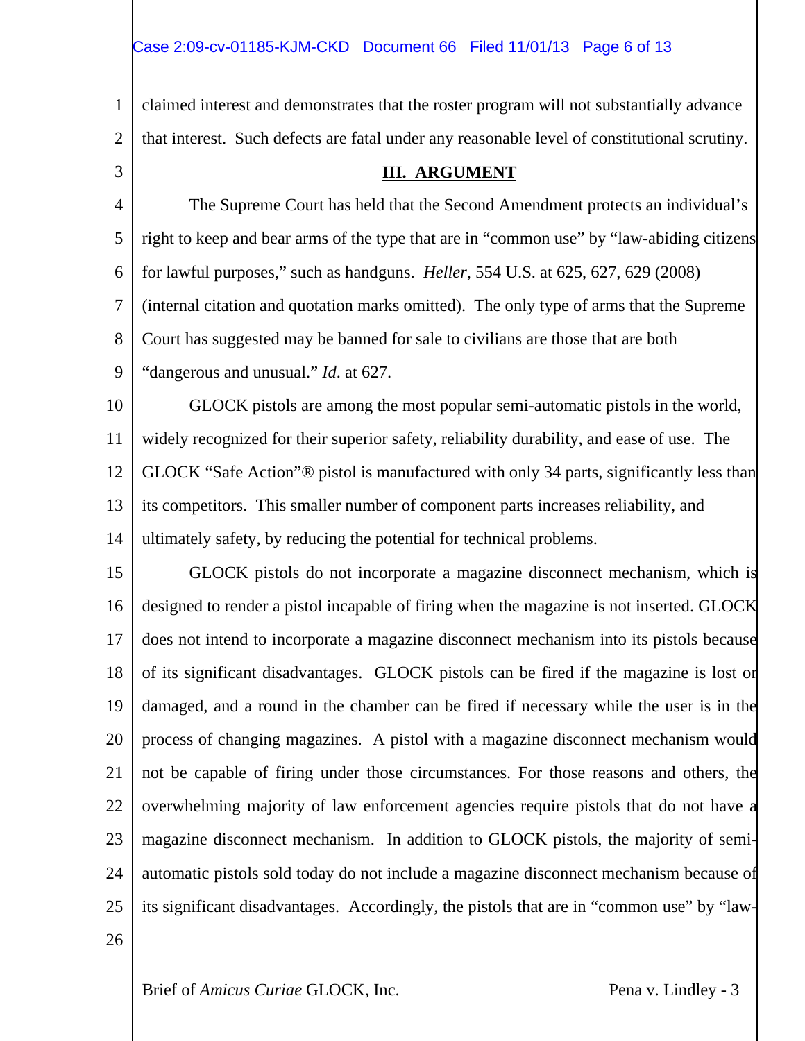claimed interest and demonstrates that the roster program will not substantially advance that interest. Such defects are fatal under any reasonable level of constitutional scrutiny.

## III. ARGUMENT

The Supreme Court has held that the Second Amendment protects an individual's right to keep and bear arms of the type that are in "common use" by "law-abiding citizens for lawful purposes," such as handguns. *Heller*, 554 U.S. at 625, 627, 629 (2008) (internal citation and quotation marks omitted). The only type of arms that the Supreme Court has suggested may be banned for sale to civilians are those that are both "dangerous and unusual." *Id.* at 627.

GLOCK pistols are among the most popular semi-automatic pistols in the world, widely recognized for their superior safety, reliability durability, and ease of use. The GLOCK "Safe Action"® pistol is manufactured with only 34 parts, significantly less than its competitors. This smaller number of component parts increases reliability, and ultimately safety, by reducing the potential for technical problems.

GLOCK pistols do not incorporate a magazine disconnect mechanism, which is designed to render a pistol incapable of firing when the magazine is not inserted. GLOCK does not intend to incorporate a magazine disconnect mechanism into its pistols because of its significant disadvantages. GLOCK pistols can be fired if the magazine is lost or damaged, and a round in the chamber can be fired if necessary while the user is in the process of changing magazines. A pistol with a magazine disconnect mechanism would not be capable of firing under those circumstances. For those reasons and others, the overwhelming majority of law enforcement agencies require pistols that do not have a magazine disconnect mechanism. In addition to GLOCK pistols, the majority of semi-automatic pistols sold today do not include a magazine disconnect mechanism because of its significant disadvantages. Accordingly, the pistols that are in "common use" by "law-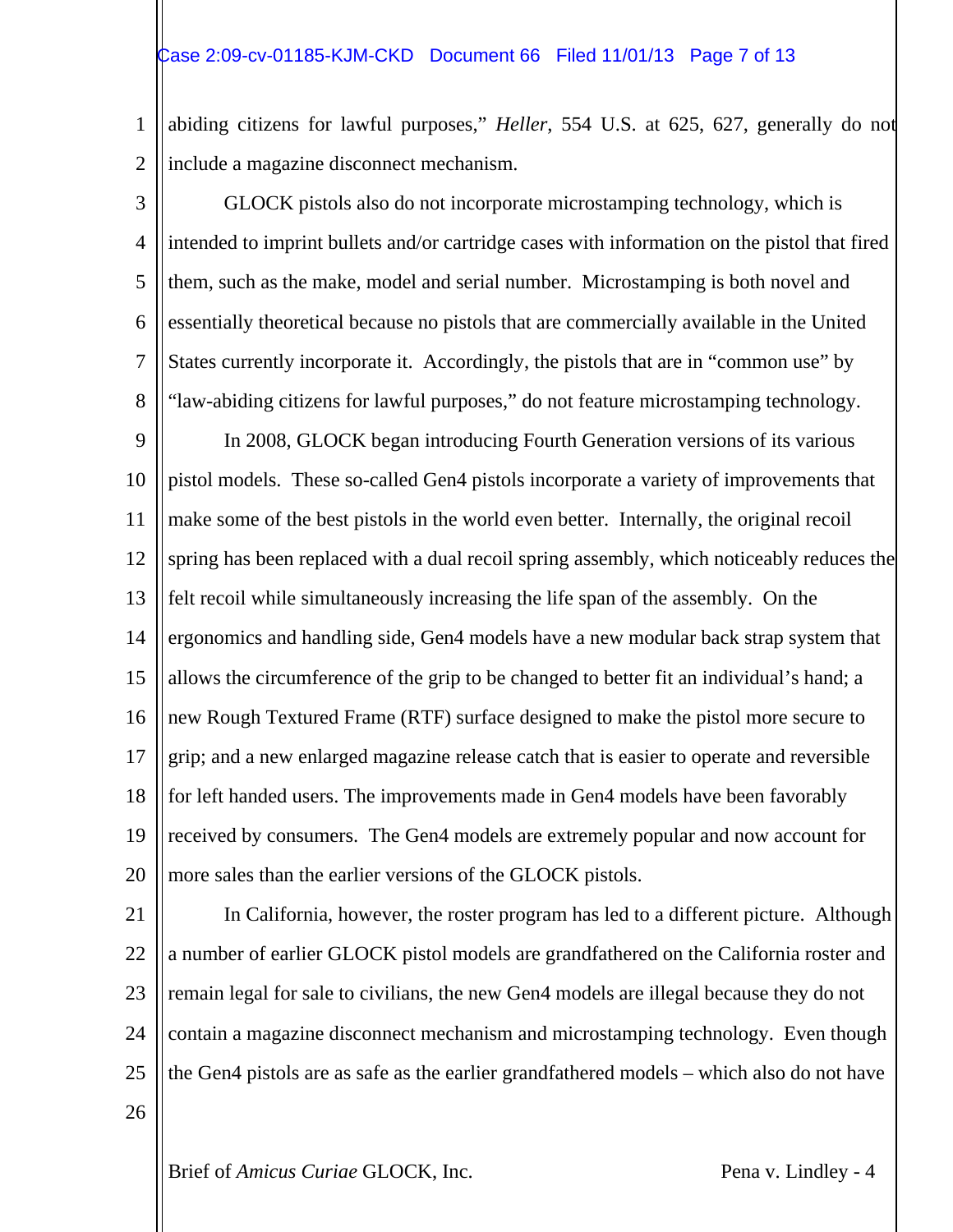abiding citizens for lawful purposes," *Heller*, 554 U.S. at 625, 627, generally do not include a magazine disconnect mechanism.

GLOCK pistols also do not incorporate microstamping technology, which is intended to imprint bullets and/or cartridge cases with information on the pistol that fired them, such as the make, model and serial number. Microstamping is both novel and essentially theoretical because no pistols that are commercially available in the United States currently incorporate it. Accordingly, the pistols that are in "common use" by "law-abiding citizens for lawful purposes," do not feature microstamping technology.

In 2008, GLOCK began introducing Fourth Generation versions of its various pistol models. These so-called Gen4 pistols incorporate a variety of improvements that make some of the best pistols in the world even better. Internally, the original recoil spring has been replaced with a dual recoil spring assembly, which noticeably reduces the felt recoil while simultaneously increasing the life span of the assembly. On the ergonomics and handling side, Gen4 models have a new modular back strap system that allows the circumference of the grip to be changed to better fit an individual's hand; a new Rough Textured Frame (RTF) surface designed to make the pistol more secure to grip; and a new enlarged magazine release catch that is easier to operate and reversible for left handed users. The improvements made in Gen4 models have been favorably received by consumers. The Gen4 models are extremely popular and now account for more sales than the earlier versions of the GLOCK pistols.

In California, however, the roster program has led to a different picture. Although a number of earlier GLOCK pistol models are grandfathered on the California roster and remain legal for sale to civilians, the new Gen4 models are illegal because they do not contain a magazine disconnect mechanism and microstamping technology. Even though the Gen4 pistols are as safe as the earlier grandfathered models – which also do not have

Brief of *Amicus Curiae* GLOCK, Inc. Pena v. Lindley - 4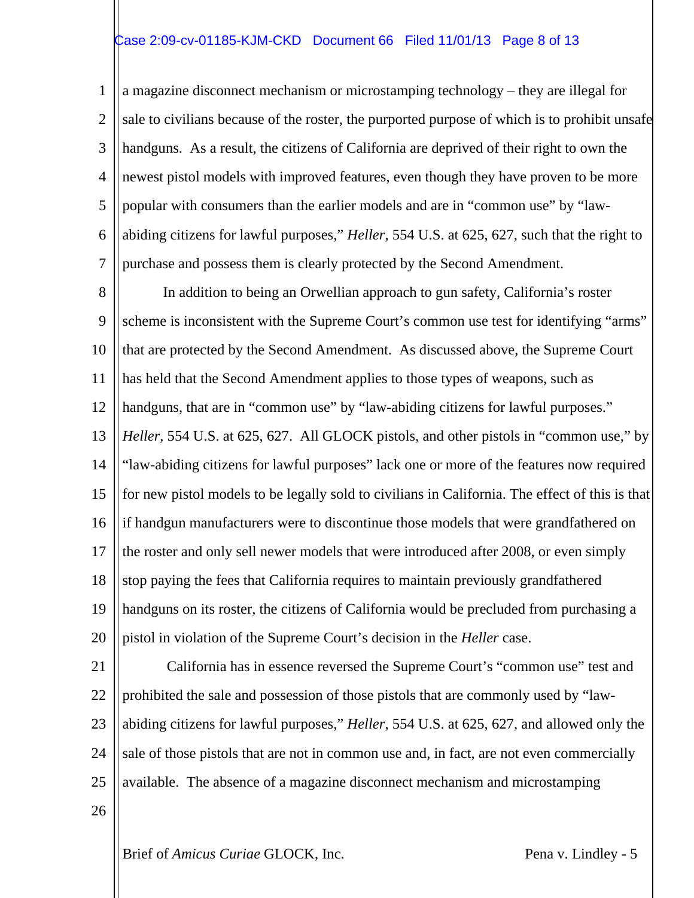a magazine disconnect mechanism or microstamping technology – they are illegal for sale to civilians because of the roster, the purported purpose of which is to prohibit unsafe handguns. As a result, the citizens of California are deprived of their right to own the newest pistol models with improved features, even though they have proven to be more popular with consumers than the earlier models and are in "common use" by "law-abiding citizens for lawful purposes," *Heller*, 554 U.S. at 625, 627, such that the right to purchase and possess them is clearly protected by the Second Amendment.

In addition to being an Orwellian approach to gun safety, California's roster scheme is inconsistent with the Supreme Court's common use test for identifying "arms" that are protected by the Second Amendment. As discussed above, the Supreme Court has held that the Second Amendment applies to those types of weapons, such as handguns, that are in "common use" by "law-abiding citizens for lawful purposes." *Heller*, 554 U.S. at 625, 627. All GLOCK pistols, and other pistols in "common use," by "law-abiding citizens for lawful purposes" lack one or more of the features now required for new pistol models to be legally sold to civilians in California. The effect of this is that if handgun manufacturers were to discontinue those models that were grandfathered on the roster and only sell newer models that were introduced after 2008, or even simply stop paying the fees that California requires to maintain previously grandfathered handguns on its roster, the citizens of California would be precluded from purchasing a pistol in violation of the Supreme Court's decision in the *Heller* case.

California has in essence reversed the Supreme Court's "common use" test and prohibited the sale and possession of those pistols that are commonly used by "law-abiding citizens for lawful purposes," *Heller*, 554 U.S. at 625, 627, and allowed only the sale of those pistols that are not in common use and, in fact, are not even commercially available. The absence of a magazine disconnect mechanism and microstamping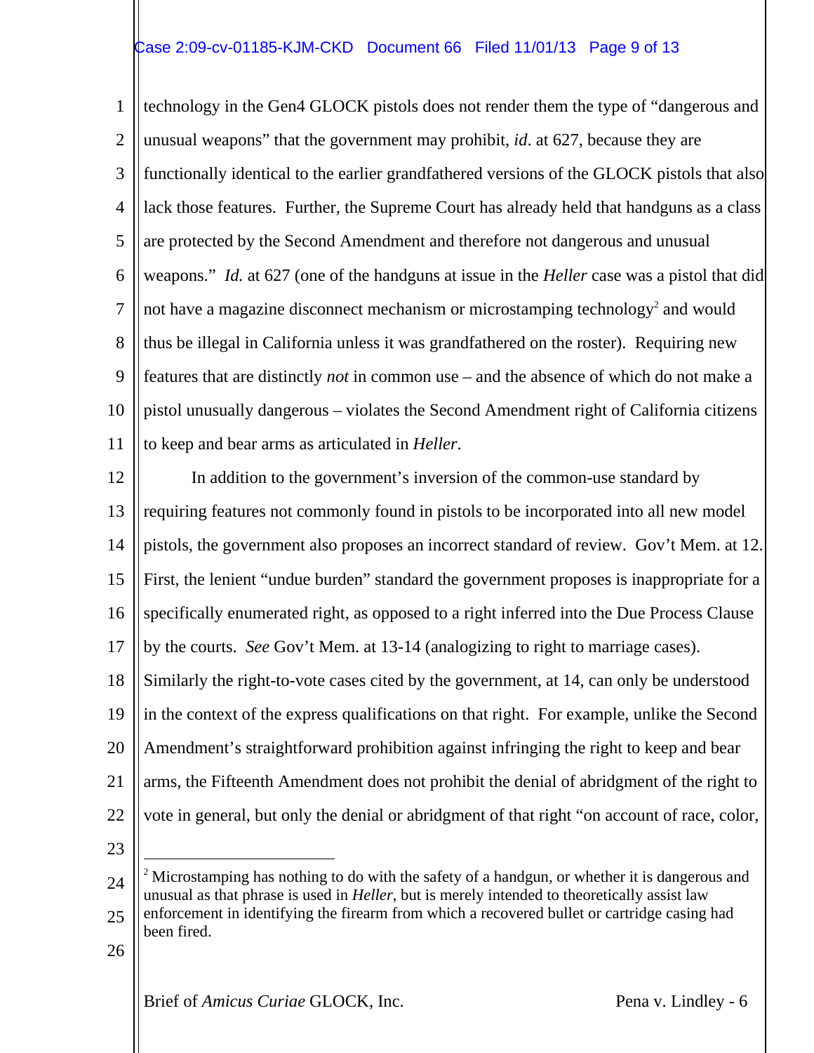technology in the Gen4 GLOCK pistols does not render them the type of "dangerous and unusual weapons" that the government may prohibit, *id*. at 627, because they are functionally identical to the earlier grandfathered versions of the GLOCK pistols that also lack those features. Further, the Supreme Court has already held that handguns as a class are protected by the Second Amendment and therefore not dangerous and unusual weapons." *Id.* at 627 (one of the handguns at issue in the *Heller* case was a pistol that did not have a magazine disconnect mechanism or microstamping technology[2] and would thus be illegal in California unless it was grandfathered on the roster). Requiring new features that are distinctly *not* in common use – and the absence of which do not make a pistol unusually dangerous – violates the Second Amendment right of California citizens to keep and bear arms as articulated in *Heller*.

In addition to the government's inversion of the common-use standard by requiring features not commonly found in pistols to be incorporated into all new model pistols, the government also proposes an incorrect standard of review. Gov't Mem. at 12. First, the lenient "undue burden" standard the government proposes is inappropriate for a specifically enumerated right, as opposed to a right inferred into the Due Process Clause by the courts. *See* Gov't Mem. at 13-14 (analogizing to right to marriage cases). Similarly the right-to-vote cases cited by the government, at 14, can only be understood in the context of the express qualifications on that right. For example, unlike the Second Amendment's straightforward prohibition against infringing the right to keep and bear arms, the Fifteenth Amendment does not prohibit the denial of abridgment of the right to vote in general, but only the denial or abridgment of that right "on account of race, color,

---

[2] Microstamping has nothing to do with the safety of a handgun, or whether it is dangerous and unusual as that phrase is used in *Heller*, but is merely intended to theoretically assist law enforcement in identifying the firearm from which a recovered bullet or cartridge casing had been fired.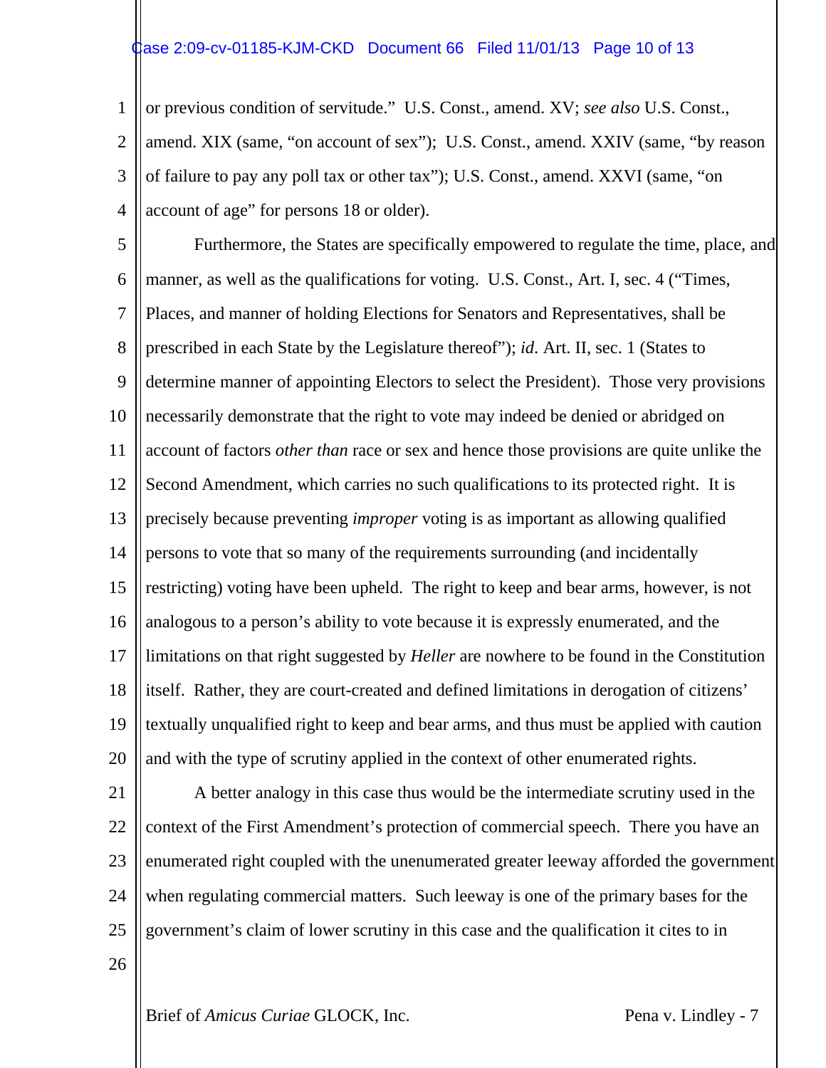or previous condition of servitude." U.S. Const., amend. XV; *see also* U.S. Const., amend. XIX (same, "on account of sex"); U.S. Const., amend. XXIV (same, "by reason of failure to pay any poll tax or other tax"); U.S. Const., amend. XXVI (same, "on account of age" for persons 18 or older).

Furthermore, the States are specifically empowered to regulate the time, place, and manner, as well as the qualifications for voting. U.S. Const., Art. I, sec. 4 ("Times, Places, and manner of holding Elections for Senators and Representatives, shall be prescribed in each State by the Legislature thereof"); *id*. Art. II, sec. 1 (States to determine manner of appointing Electors to select the President). Those very provisions necessarily demonstrate that the right to vote may indeed be denied or abridged on account of factors *other than* race or sex and hence those provisions are quite unlike the Second Amendment, which carries no such qualifications to its protected right. It is precisely because preventing *improper* voting is as important as allowing qualified persons to vote that so many of the requirements surrounding (and incidentally restricting) voting have been upheld. The right to keep and bear arms, however, is not analogous to a person's ability to vote because it is expressly enumerated, and the limitations on that right suggested by *Heller* are nowhere to be found in the Constitution itself. Rather, they are court-created and defined limitations in derogation of citizens' textually unqualified right to keep and bear arms, and thus must be applied with caution and with the type of scrutiny applied in the context of other enumerated rights.

A better analogy in this case thus would be the intermediate scrutiny used in the context of the First Amendment's protection of commercial speech. There you have an enumerated right coupled with the unenumerated greater leeway afforded the government when regulating commercial matters. Such leeway is one of the primary bases for the government's claim of lower scrutiny in this case and the qualification it cites to in

Brief of *Amicus Curiae* GLOCK, Inc. Pena v. Lindley - 7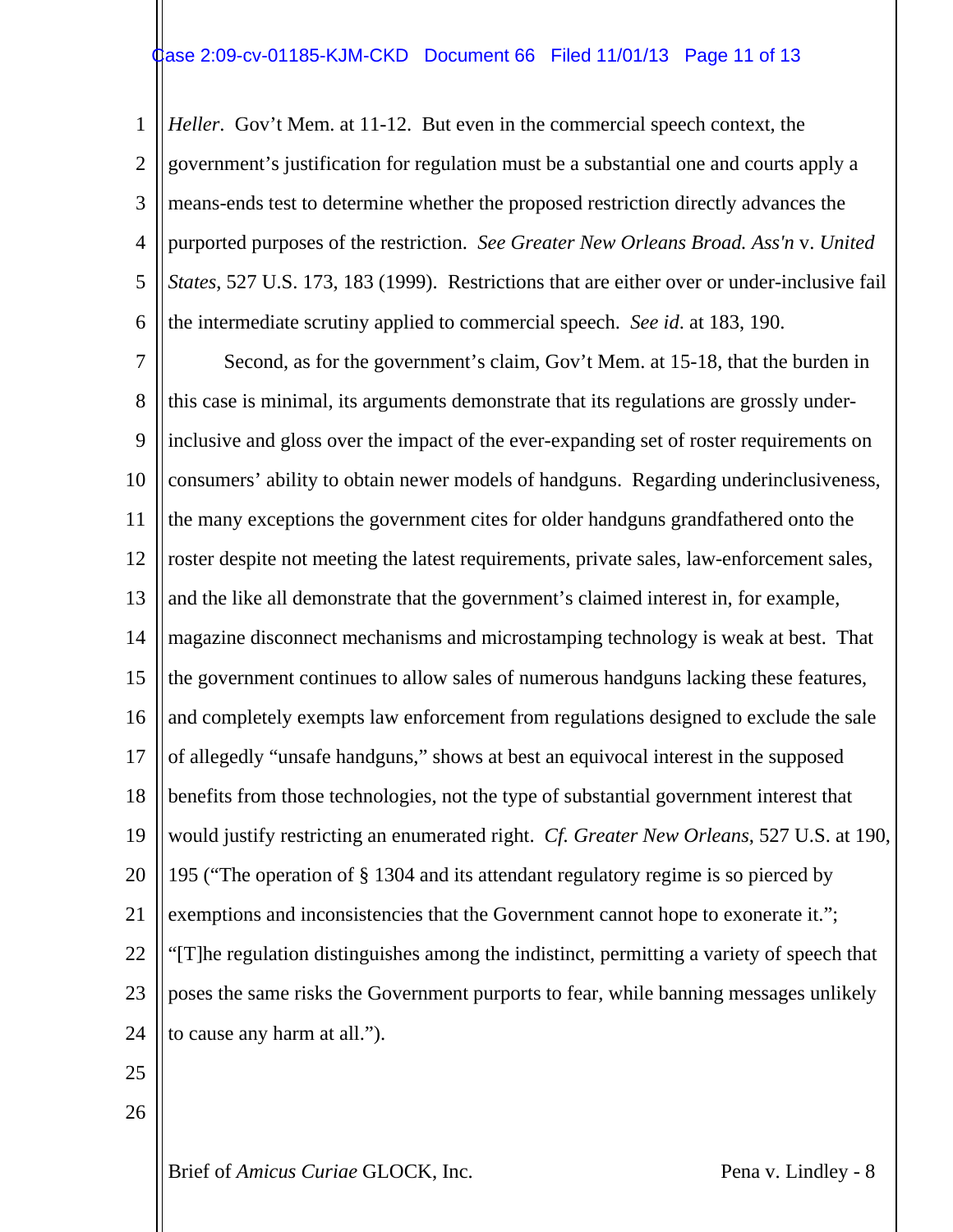*Heller*. Gov't Mem. at 11-12. But even in the commercial speech context, the government's justification for regulation must be a substantial one and courts apply a means-ends test to determine whether the proposed restriction directly advances the purported purposes of the restriction. *See Greater New Orleans Broad. Ass'n* v. *United States*, 527 U.S. 173, 183 (1999). Restrictions that are either over or under-inclusive fail the intermediate scrutiny applied to commercial speech. *See id*. at 183, 190.

Second, as for the government's claim, Gov't Mem. at 15-18, that the burden in this case is minimal, its arguments demonstrate that its regulations are grossly under-inclusive and gloss over the impact of the ever-expanding set of roster requirements on consumers' ability to obtain newer models of handguns. Regarding underinclusiveness, the many exceptions the government cites for older handguns grandfathered onto the roster despite not meeting the latest requirements, private sales, law-enforcement sales, and the like all demonstrate that the government's claimed interest in, for example, magazine disconnect mechanisms and microstamping technology is weak at best. That the government continues to allow sales of numerous handguns lacking these features, and completely exempts law enforcement from regulations designed to exclude the sale of allegedly "unsafe handguns," shows at best an equivocal interest in the supposed benefits from those technologies, not the type of substantial government interest that would justify restricting an enumerated right. *Cf. Greater New Orleans*, 527 U.S. at 190, 195 ("The operation of § 1304 and its attendant regulatory regime is so pierced by exemptions and inconsistencies that the Government cannot hope to exonerate it."; "[T]he regulation distinguishes among the indistinct, permitting a variety of speech that poses the same risks the Government purports to fear, while banning messages unlikely to cause any harm at all.").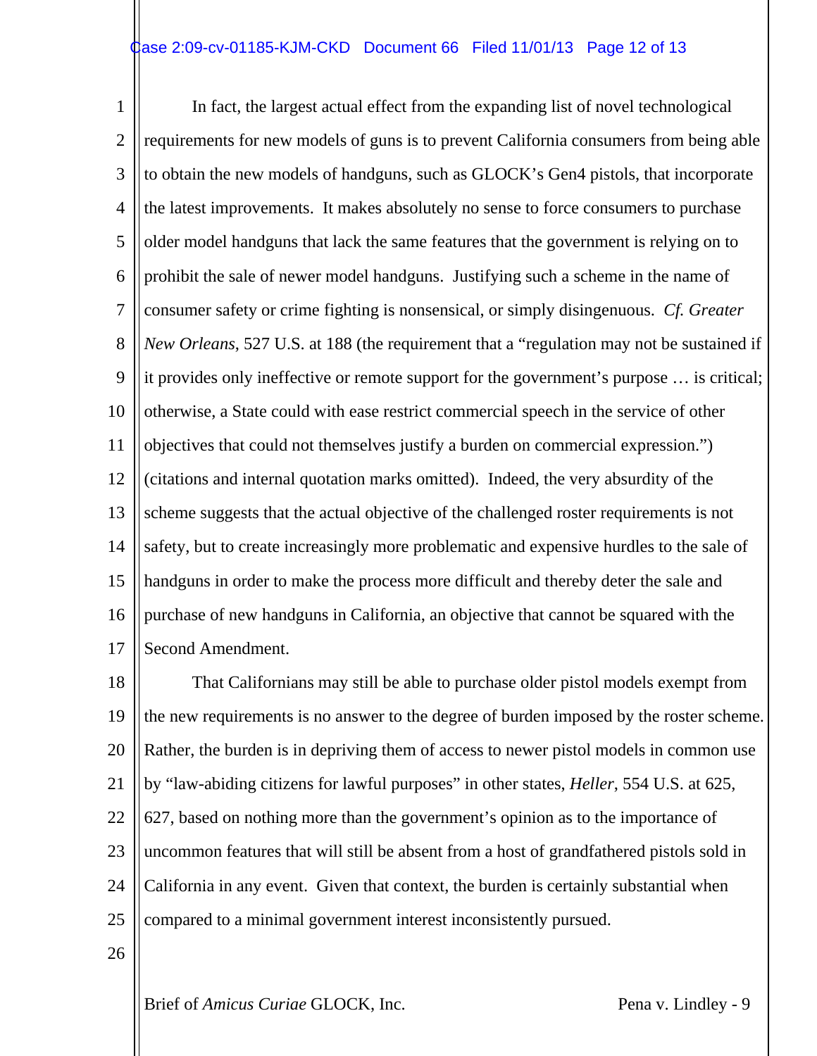In fact, the largest actual effect from the expanding list of novel technological requirements for new models of guns is to prevent California consumers from being able to obtain the new models of handguns, such as GLOCK's Gen4 pistols, that incorporate the latest improvements. It makes absolutely no sense to force consumers to purchase older model handguns that lack the same features that the government is relying on to prohibit the sale of newer model handguns. Justifying such a scheme in the name of consumer safety or crime fighting is nonsensical, or simply disingenuous. *Cf. Greater New Orleans*, 527 U.S. at 188 (the requirement that a "regulation may not be sustained if it provides only ineffective or remote support for the government's purpose … is critical; otherwise, a State could with ease restrict commercial speech in the service of other objectives that could not themselves justify a burden on commercial expression.") (citations and internal quotation marks omitted). Indeed, the very absurdity of the scheme suggests that the actual objective of the challenged roster requirements is not safety, but to create increasingly more problematic and expensive hurdles to the sale of handguns in order to make the process more difficult and thereby deter the sale and purchase of new handguns in California, an objective that cannot be squared with the Second Amendment.

That Californians may still be able to purchase older pistol models exempt from the new requirements is no answer to the degree of burden imposed by the roster scheme. Rather, the burden is in depriving them of access to newer pistol models in common use by "law-abiding citizens for lawful purposes" in other states, *Heller*, 554 U.S. at 625, 627, based on nothing more than the government's opinion as to the importance of uncommon features that will still be absent from a host of grandfathered pistols sold in California in any event. Given that context, the burden is certainly substantial when compared to a minimal government interest inconsistently pursued.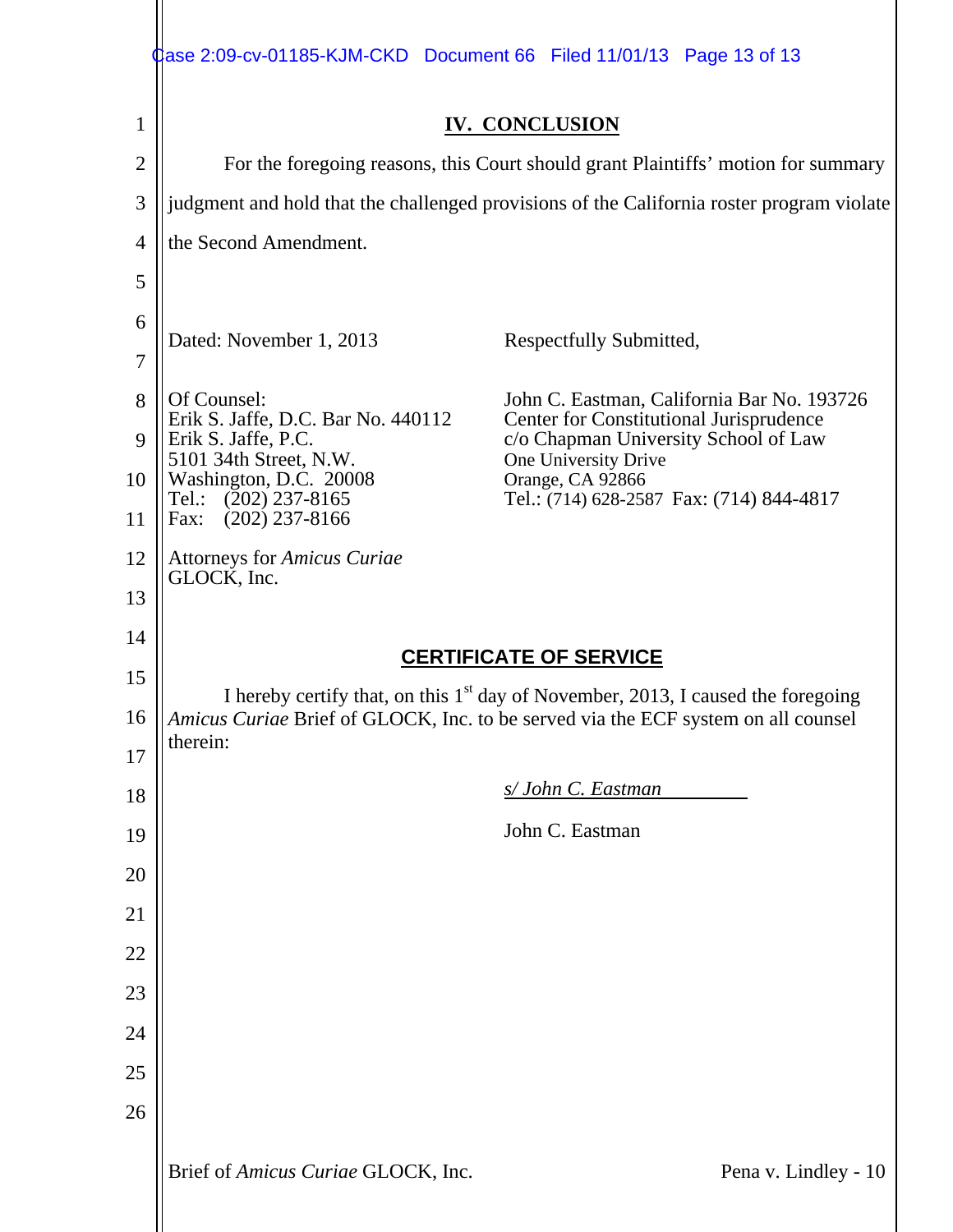## IV. CONCLUSION

For the foregoing reasons, this Court should grant Plaintiffs' motion for summary judgment and hold that the challenged provisions of the California roster program violate the Second Amendment.

Dated: November 1, 2013

Respectfully Submitted,

John C. Eastman, California Bar No. 193726
Center for Constitutional Jurisprudence
c/o Chapman University School of Law
One University Drive
Orange, CA 92866
Tel.: (714) 628-2587 Fax: (714) 844-4817

Of Counsel:
Erik S. Jaffe, D.C. Bar No. 440112
Erik S. Jaffe, P.C.
5101 34th Street, N.W.
Washington, D.C. 20008
Tel.: (202) 237-8165
Fax: (202) 237-8166

Attorneys for *Amicus Curiae* GLOCK, Inc.

## CERTIFICATE OF SERVICE

I hereby certify that, on this 1st day of November, 2013, I caused the foregoing *Amicus Curiae* Brief of GLOCK, Inc. to be served via the ECF system on all counsel therein:

*s/ John C. Eastman*

John C. Eastman